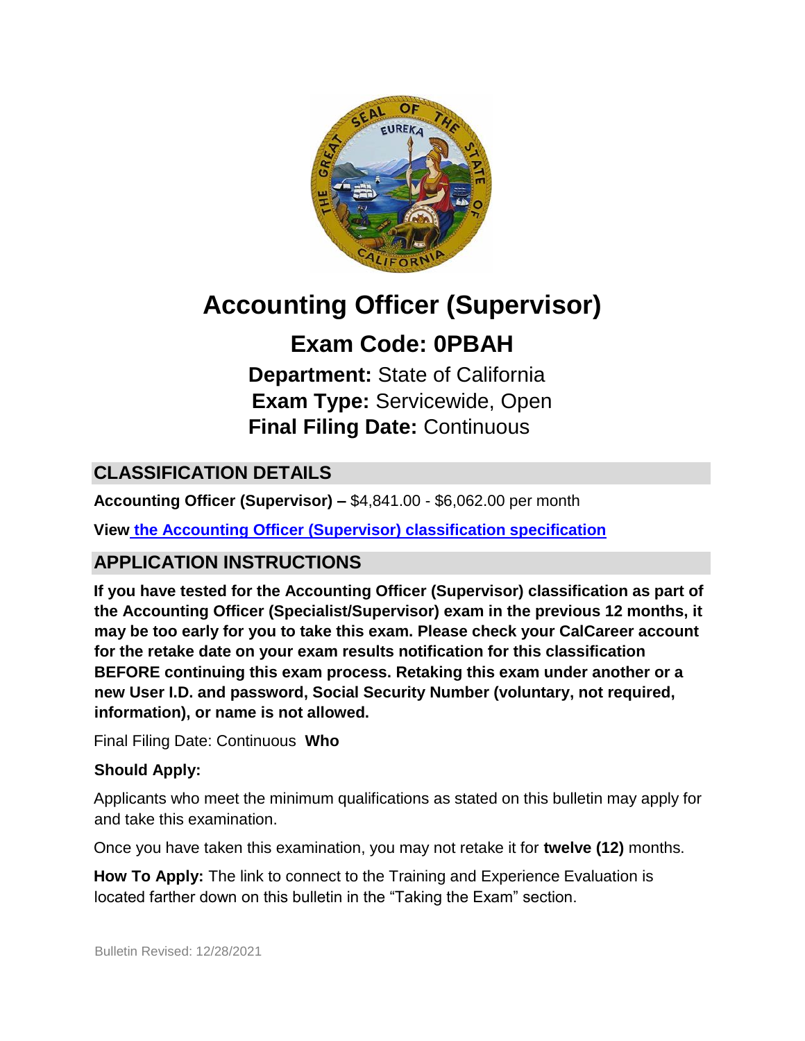# Accounting Officer (Supervisor)

## Exam Code: 0PBAH

**Department:** State of California
**Exam Type:** Servicewide, Open
**Final Filing Date:** Continuous

## CLASSIFICATION DETAILS

**Accounting Officer (Supervisor) –** $4,841.00 - $6,062.00 per month

**View the Accounting Officer (Supervisor) classification specification**

## APPLICATION INSTRUCTIONS

**If you have tested for the Accounting Officer (Supervisor) classification as part of the Accounting Officer (Specialist/Supervisor) exam in the previous 12 months, it may be too early for you to take this exam. Please check your CalCareer account for the retake date on your exam results notification for this classification BEFORE continuing this exam process. Retaking this exam under another or a new User I.D. and password, Social Security Number (voluntary, not required, information), or name is not allowed.**

Final Filing Date: Continuous **Who**

**Should Apply:**

Applicants who meet the minimum qualifications as stated on this bulletin may apply for and take this examination.

Once you have taken this examination, you may not retake it for **twelve (12)** months.

**How To Apply:** The link to connect to the Training and Experience Evaluation is located farther down on this bulletin in the "Taking the Exam" section.

Bulletin Revised: 12/28/2021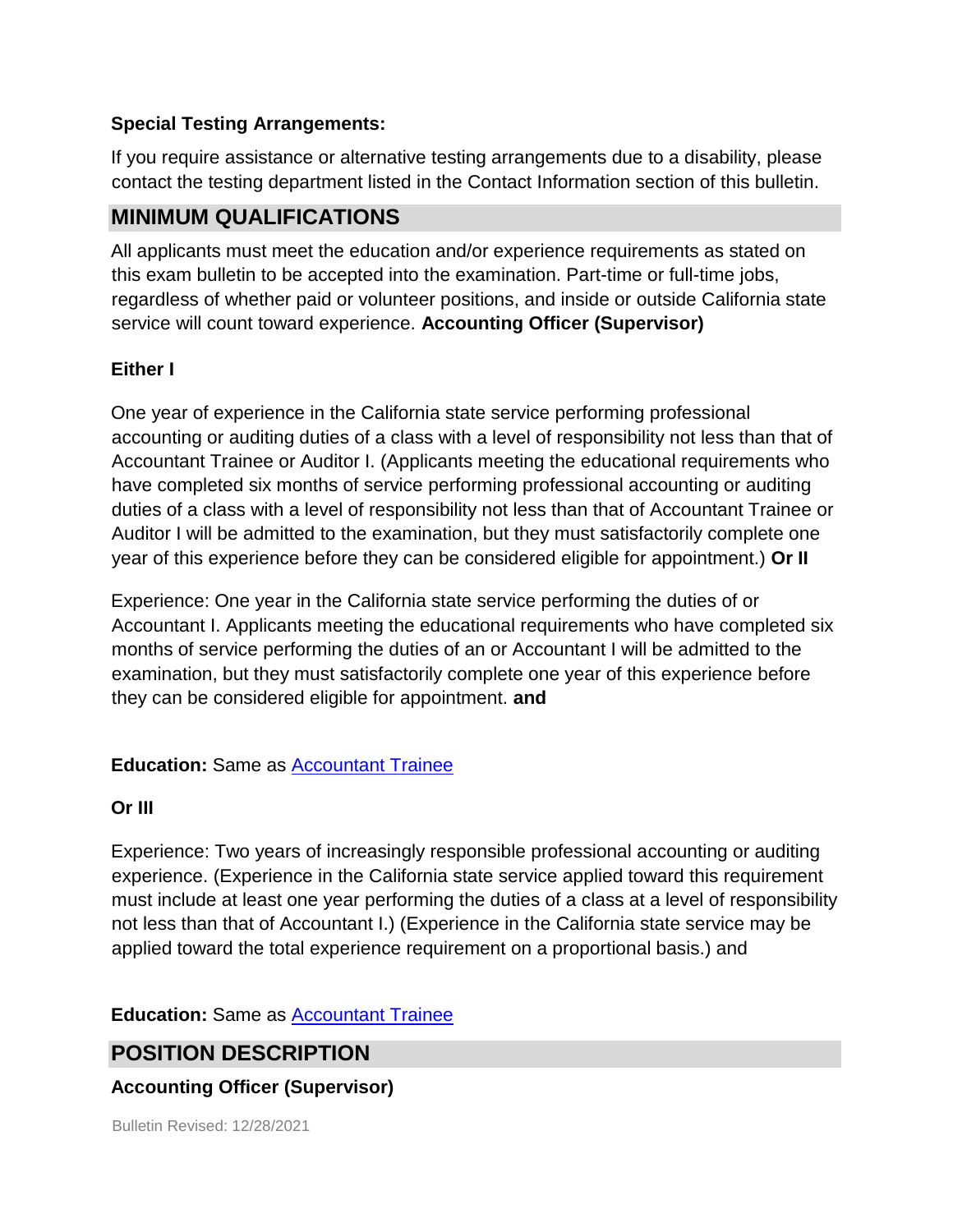**Special Testing Arrangements:**

If you require assistance or alternative testing arrangements due to a disability, please contact the testing department listed in the Contact Information section of this bulletin.

## MINIMUM QUALIFICATIONS

All applicants must meet the education and/or experience requirements as stated on this exam bulletin to be accepted into the examination. Part-time or full-time jobs, regardless of whether paid or volunteer positions, and inside or outside California state service will count toward experience. **Accounting Officer (Supervisor)**

**Either I**

One year of experience in the California state service performing professional accounting or auditing duties of a class with a level of responsibility not less than that of Accountant Trainee or Auditor I. (Applicants meeting the educational requirements who have completed six months of service performing professional accounting or auditing duties of a class with a level of responsibility not less than that of Accountant Trainee or Auditor I will be admitted to the examination, but they must satisfactorily complete one year of this experience before they can be considered eligible for appointment.) **Or II**

Experience: One year in the California state service performing the duties of or Accountant I. Applicants meeting the educational requirements who have completed six months of service performing the duties of an or Accountant I will be admitted to the examination, but they must satisfactorily complete one year of this experience before they can be considered eligible for appointment. **and**

**Education:** Same as Accountant Trainee

**Or III**

Experience: Two years of increasingly responsible professional accounting or auditing experience. (Experience in the California state service applied toward this requirement must include at least one year performing the duties of a class at a level of responsibility not less than that of Accountant I.) (Experience in the California state service may be applied toward the total experience requirement on a proportional basis.) and

**Education:** Same as Accountant Trainee

## POSITION DESCRIPTION

**Accounting Officer (Supervisor)**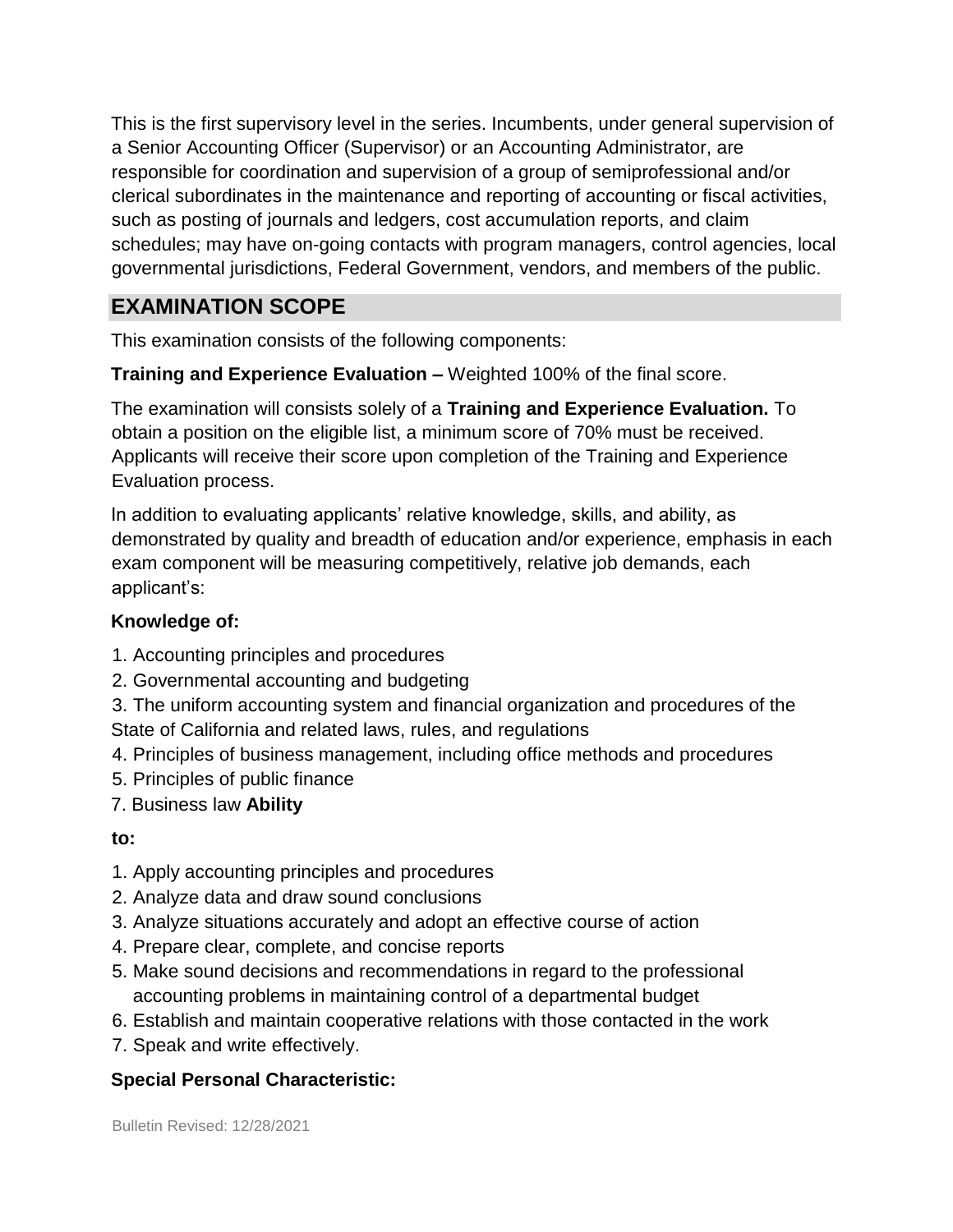This is the first supervisory level in the series. Incumbents, under general supervision of a Senior Accounting Officer (Supervisor) or an Accounting Administrator, are responsible for coordination and supervision of a group of semiprofessional and/or clerical subordinates in the maintenance and reporting of accounting or fiscal activities, such as posting of journals and ledgers, cost accumulation reports, and claim schedules; may have on-going contacts with program managers, control agencies, local governmental jurisdictions, Federal Government, vendors, and members of the public.

## EXAMINATION SCOPE

This examination consists of the following components:

**Training and Experience Evaluation –** Weighted 100% of the final score.

The examination will consists solely of a **Training and Experience Evaluation.** To obtain a position on the eligible list, a minimum score of 70% must be received. Applicants will receive their score upon completion of the Training and Experience Evaluation process.

In addition to evaluating applicants' relative knowledge, skills, and ability, as demonstrated by quality and breadth of education and/or experience, emphasis in each exam component will be measuring competitively, relative job demands, each applicant's:

**Knowledge of:**

1. Accounting principles and procedures
2. Governmental accounting and budgeting
3. The uniform accounting system and financial organization and procedures of the State of California and related laws, rules, and regulations
4. Principles of business management, including office methods and procedures
5. Principles of public finance
7. Business law

**Ability to:**

1. Apply accounting principles and procedures
2. Analyze data and draw sound conclusions
3. Analyze situations accurately and adopt an effective course of action
4. Prepare clear, complete, and concise reports
5. Make sound decisions and recommendations in regard to the professional accounting problems in maintaining control of a departmental budget
6. Establish and maintain cooperative relations with those contacted in the work
7. Speak and write effectively.

**Special Personal Characteristic:**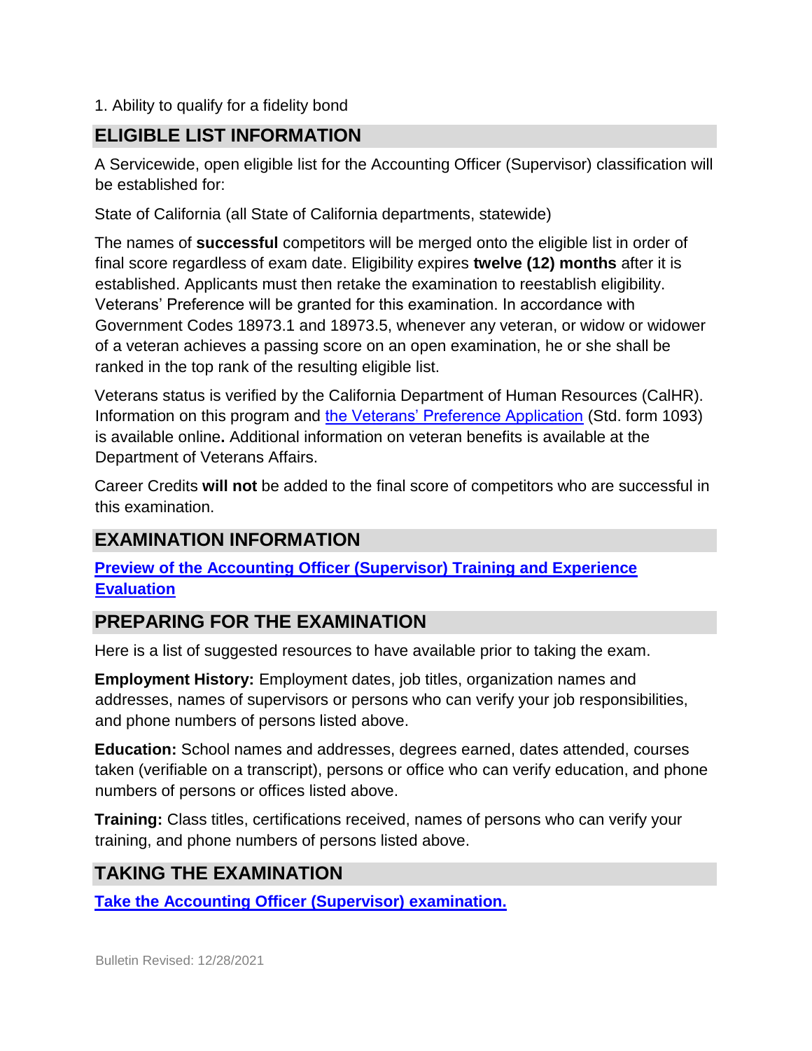1. Ability to qualify for a fidelity bond

## ELIGIBLE LIST INFORMATION

A Servicewide, open eligible list for the Accounting Officer (Supervisor) classification will be established for:

State of California (all State of California departments, statewide)

The names of **successful** competitors will be merged onto the eligible list in order of final score regardless of exam date. Eligibility expires **twelve (12) months** after it is established. Applicants must then retake the examination to reestablish eligibility. Veterans' Preference will be granted for this examination. In accordance with Government Codes 18973.1 and 18973.5, whenever any veteran, or widow or widower of a veteran achieves a passing score on an open examination, he or she shall be ranked in the top rank of the resulting eligible list.

Veterans status is verified by the California Department of Human Resources (CalHR). Information on this program and the Veterans' Preference Application (Std. form 1093) is available online**.** Additional information on veteran benefits is available at the Department of Veterans Affairs.

Career Credits **will not** be added to the final score of competitors who are successful in this examination.

## EXAMINATION INFORMATION

**Preview of the Accounting Officer (Supervisor) Training and Experience Evaluation**

## PREPARING FOR THE EXAMINATION

Here is a list of suggested resources to have available prior to taking the exam.

**Employment History:** Employment dates, job titles, organization names and addresses, names of supervisors or persons who can verify your job responsibilities, and phone numbers of persons listed above.

**Education:** School names and addresses, degrees earned, dates attended, courses taken (verifiable on a transcript), persons or office who can verify education, and phone numbers of persons or offices listed above.

**Training:** Class titles, certifications received, names of persons who can verify your training, and phone numbers of persons listed above.

## TAKING THE EXAMINATION

**Take the Accounting Officer (Supervisor) examination.**

Bulletin Revised: 12/28/2021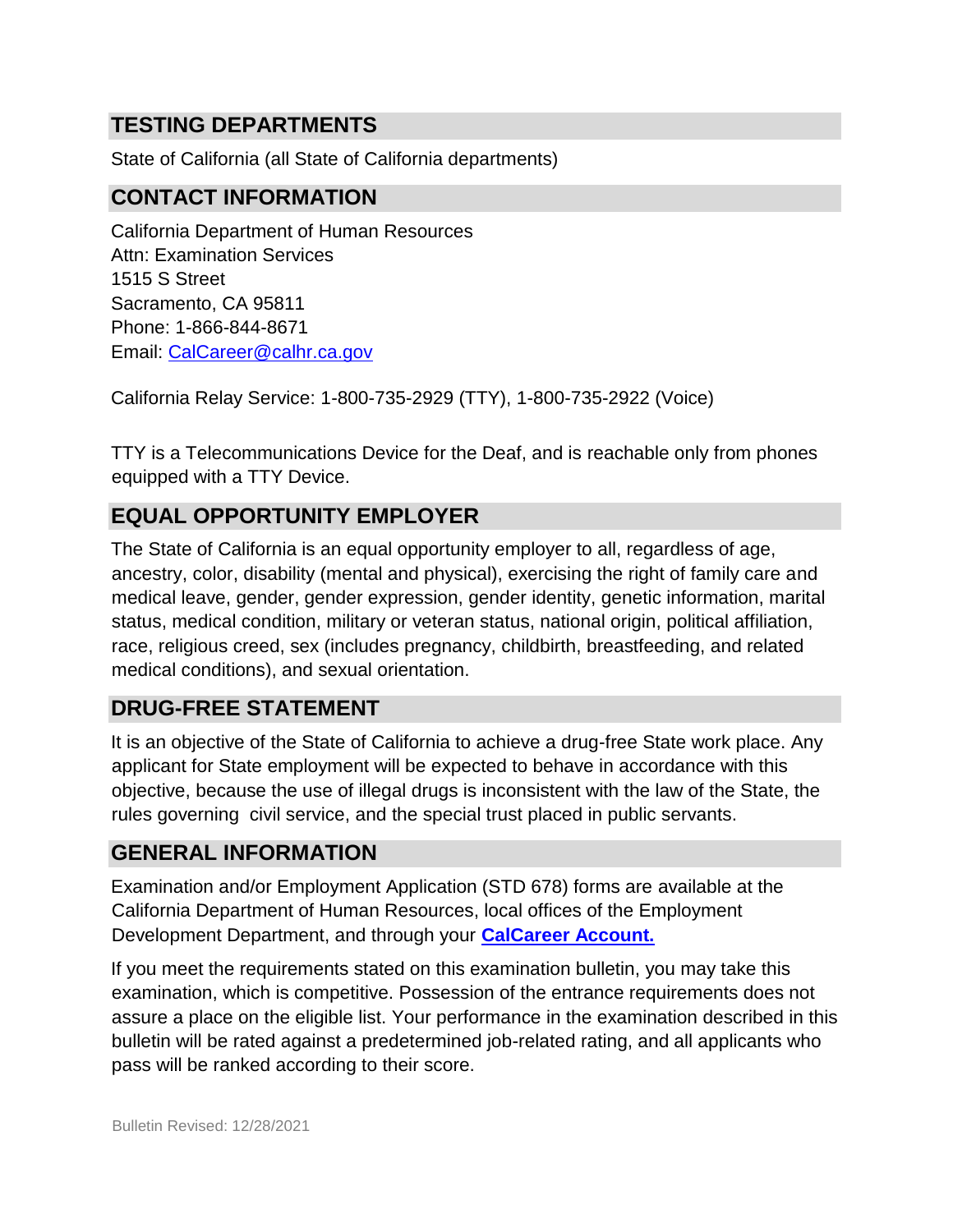## TESTING DEPARTMENTS

State of California (all State of California departments)

## CONTACT INFORMATION

California Department of Human Resources
Attn: Examination Services
1515 S Street
Sacramento, CA 95811
Phone: 1-866-844-8671
Email: CalCareer@calhr.ca.gov

California Relay Service: 1-800-735-2929 (TTY), 1-800-735-2922 (Voice)

TTY is a Telecommunications Device for the Deaf, and is reachable only from phones equipped with a TTY Device.

## EQUAL OPPORTUNITY EMPLOYER

The State of California is an equal opportunity employer to all, regardless of age, ancestry, color, disability (mental and physical), exercising the right of family care and medical leave, gender, gender expression, gender identity, genetic information, marital status, medical condition, military or veteran status, national origin, political affiliation, race, religious creed, sex (includes pregnancy, childbirth, breastfeeding, and related medical conditions), and sexual orientation.

## DRUG-FREE STATEMENT

It is an objective of the State of California to achieve a drug-free State work place. Any applicant for State employment will be expected to behave in accordance with this objective, because the use of illegal drugs is inconsistent with the law of the State, the rules governing civil service, and the special trust placed in public servants.

## GENERAL INFORMATION

Examination and/or Employment Application (STD 678) forms are available at the California Department of Human Resources, local offices of the Employment Development Department, and through your **CalCareer Account.**

If you meet the requirements stated on this examination bulletin, you may take this examination, which is competitive. Possession of the entrance requirements does not assure a place on the eligible list. Your performance in the examination described in this bulletin will be rated against a predetermined job-related rating, and all applicants who pass will be ranked according to their score.

Bulletin Revised: 12/28/2021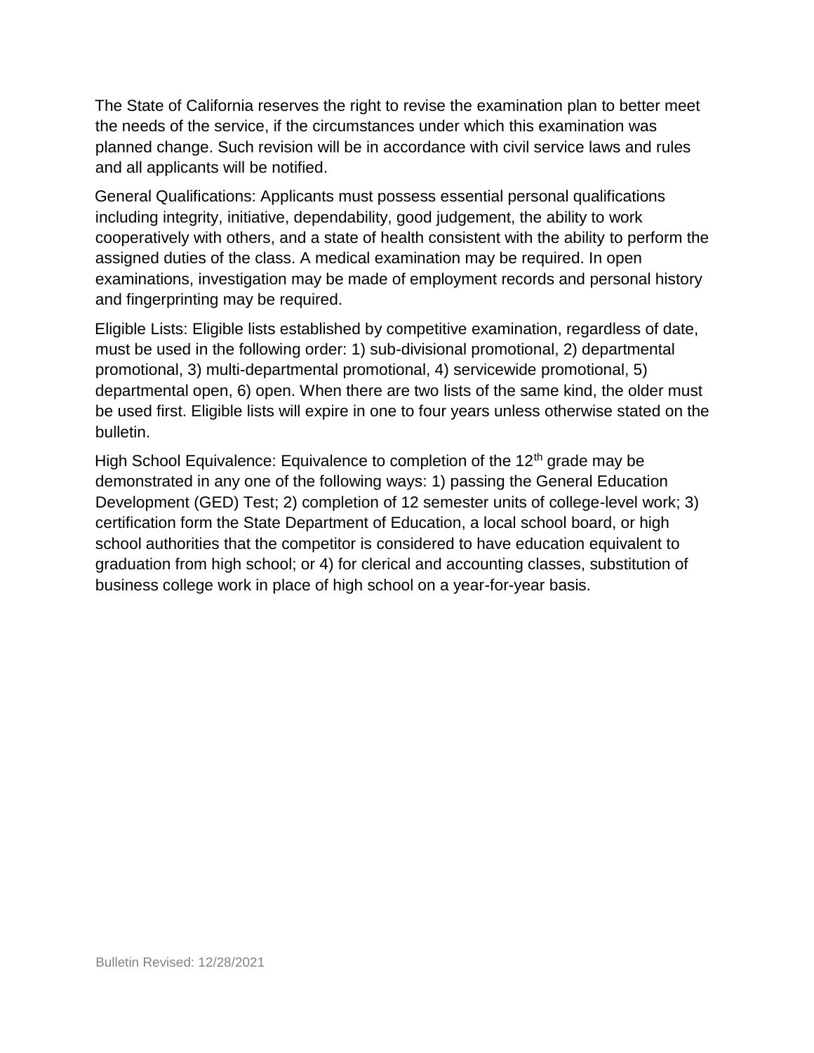The State of California reserves the right to revise the examination plan to better meet the needs of the service, if the circumstances under which this examination was planned change. Such revision will be in accordance with civil service laws and rules and all applicants will be notified.

General Qualifications: Applicants must possess essential personal qualifications including integrity, initiative, dependability, good judgement, the ability to work cooperatively with others, and a state of health consistent with the ability to perform the assigned duties of the class. A medical examination may be required. In open examinations, investigation may be made of employment records and personal history and fingerprinting may be required.

Eligible Lists: Eligible lists established by competitive examination, regardless of date, must be used in the following order: 1) sub-divisional promotional, 2) departmental promotional, 3) multi-departmental promotional, 4) servicewide promotional, 5) departmental open, 6) open. When there are two lists of the same kind, the older must be used first. Eligible lists will expire in one to four years unless otherwise stated on the bulletin.

High School Equivalence: Equivalence to completion of the 12th grade may be demonstrated in any one of the following ways: 1) passing the General Education Development (GED) Test; 2) completion of 12 semester units of college-level work; 3) certification form the State Department of Education, a local school board, or high school authorities that the competitor is considered to have education equivalent to graduation from high school; or 4) for clerical and accounting classes, substitution of business college work in place of high school on a year-for-year basis.

Bulletin Revised: 12/28/2021